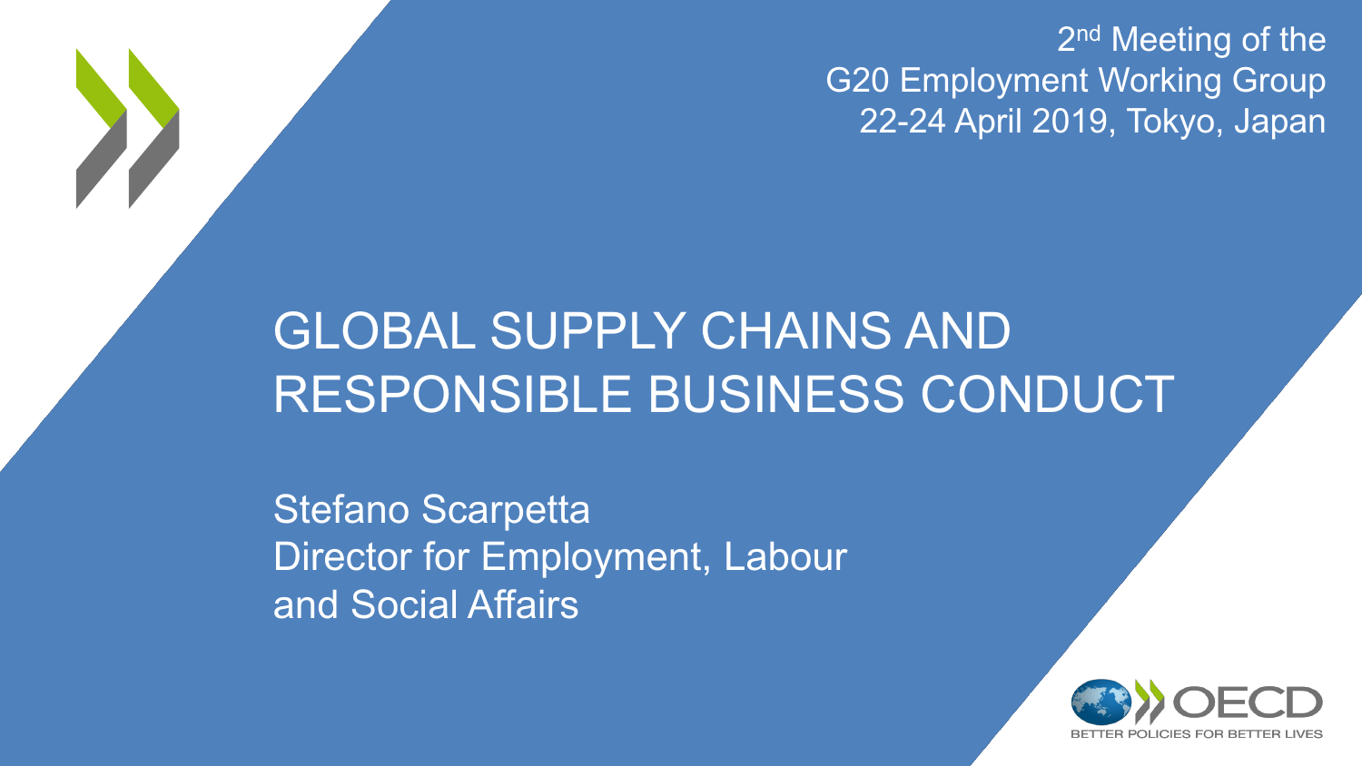2nd Meeting of the
G20 Employment Working Group
22-24 April 2019, Tokyo, Japan

# GLOBAL SUPPLY CHAINS AND RESPONSIBLE BUSINESS CONDUCT

Stefano Scarpetta
Director for Employment, Labour and Social Affairs

OECD
BETTER POLICIES FOR BETTER LIVES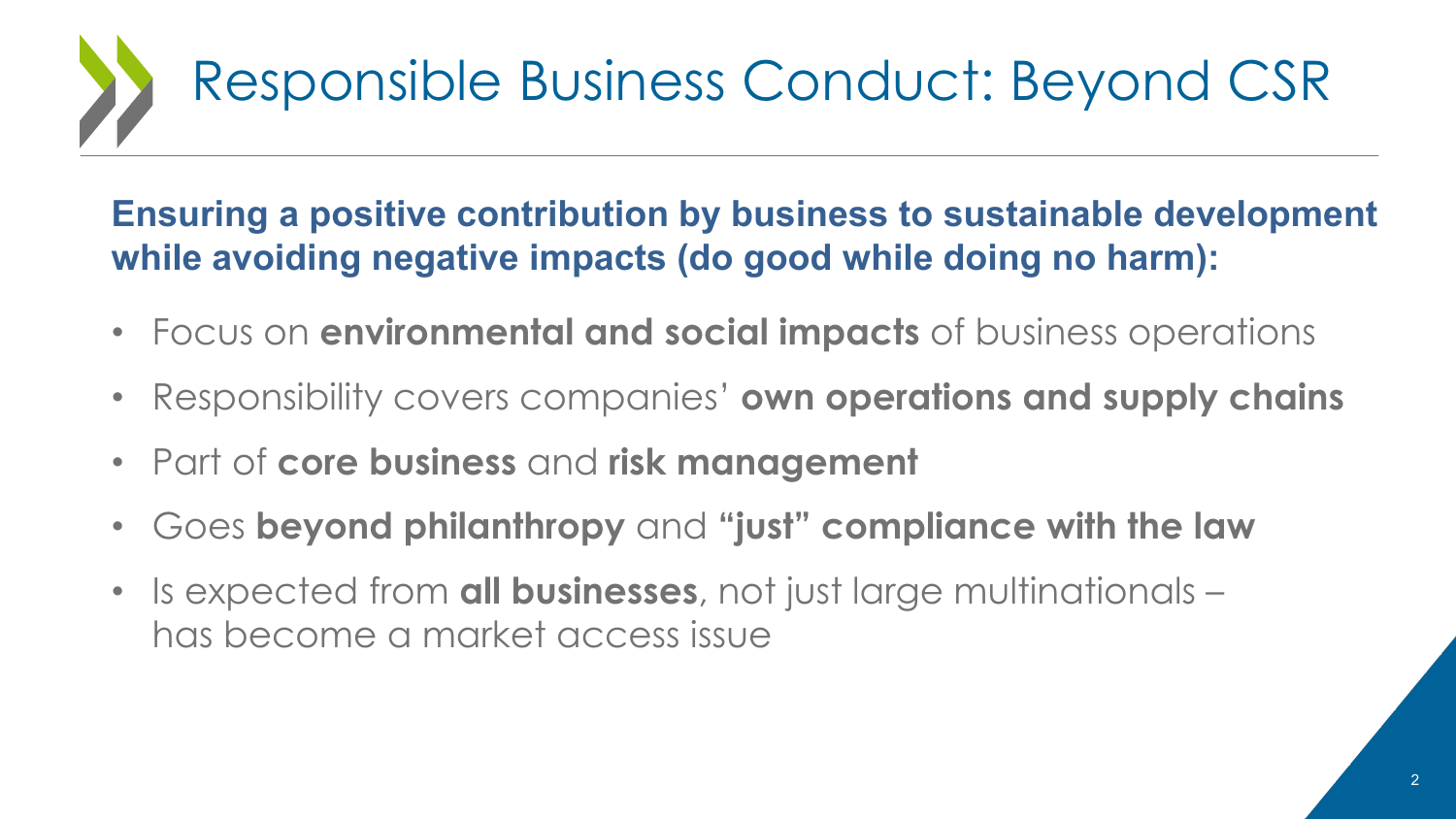# Responsible Business Conduct: Beyond CSR

**Ensuring a positive contribution by business to sustainable development while avoiding negative impacts (do good while doing no harm):**

- Focus on **environmental and social impacts** of business operations
- Responsibility covers companies' **own operations and supply chains**
- Part of **core business** and **risk management**
- Goes **beyond philanthropy** and **"just" compliance with the law**
- Is expected from **all businesses**, not just large multinationals – has become a market access issue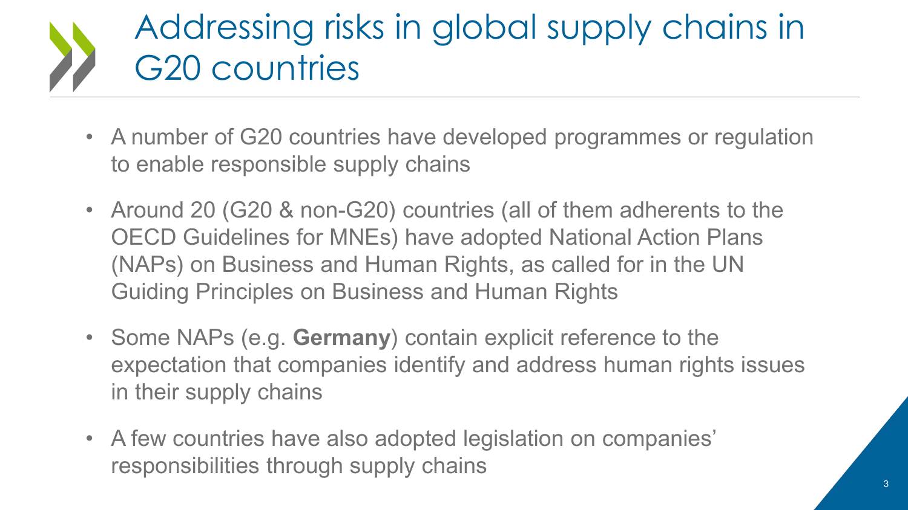# Addressing risks in global supply chains in G20 countries

- A number of G20 countries have developed programmes or regulation to enable responsible supply chains
- Around 20 (G20 & non-G20) countries (all of them adherents to the OECD Guidelines for MNEs) have adopted National Action Plans (NAPs) on Business and Human Rights, as called for in the UN Guiding Principles on Business and Human Rights
- Some NAPs (e.g. **Germany**) contain explicit reference to the expectation that companies identify and address human rights issues in their supply chains
- A few countries have also adopted legislation on companies' responsibilities through supply chains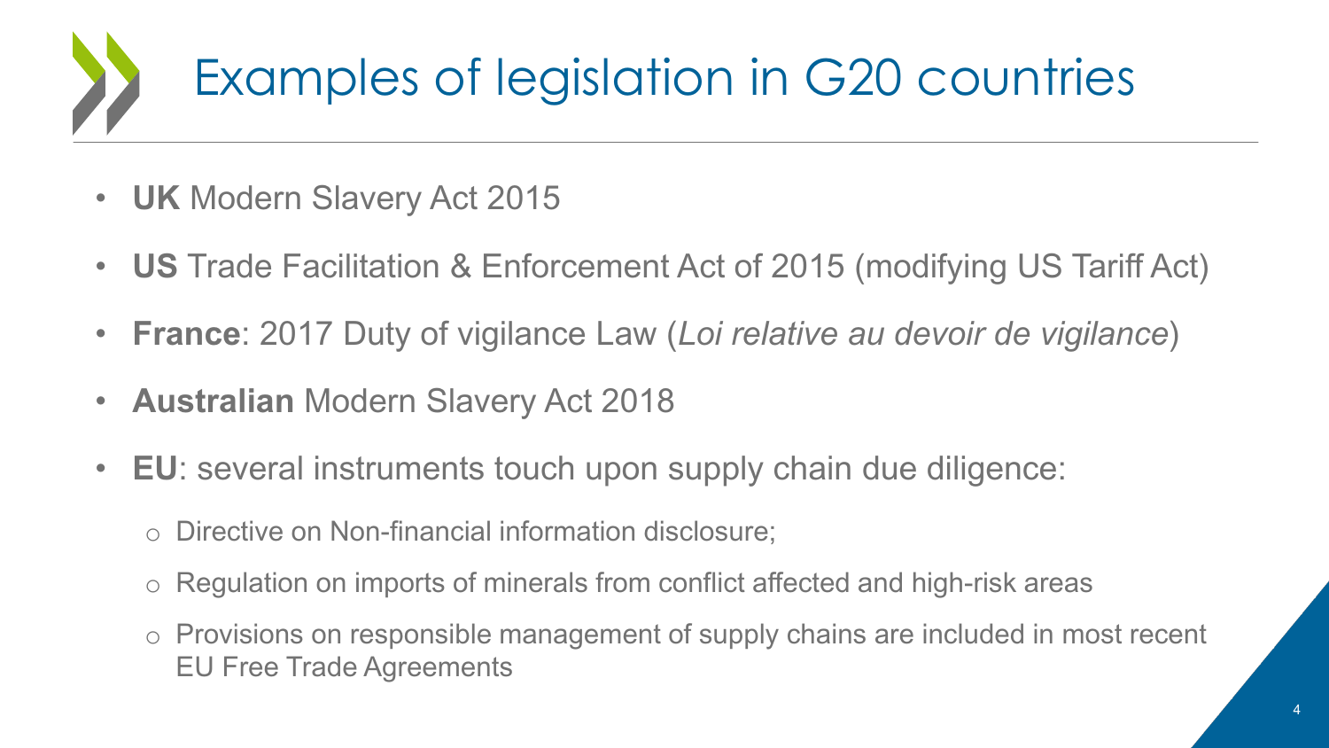# Examples of legislation in G20 countries

- **UK** Modern Slavery Act 2015
- **US** Trade Facilitation & Enforcement Act of 2015 (modifying US Tariff Act)
- **France**: 2017 Duty of vigilance Law (*Loi relative au devoir de vigilance*)
- **Australian** Modern Slavery Act 2018
- **EU**: several instruments touch upon supply chain due diligence:
  - Directive on Non-financial information disclosure;
  - Regulation on imports of minerals from conflict affected and high-risk areas
  - Provisions on responsible management of supply chains are included in most recent EU Free Trade Agreements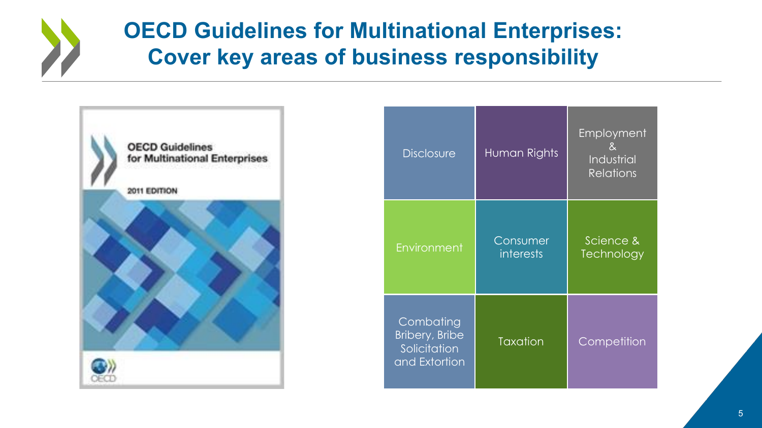# OECD Guidelines for Multinational Enterprises: Cover key areas of business responsibility

OECD Guidelines for Multinational Enterprises

2011 EDITION

OECD

| | | |
|---|---|---|
| Disclosure | Human Rights | Employment & Industrial Relations |
| Environment | Consumer interests | Science & Technology |
| Combating Bribery, Bribe Solicitation and Extortion | Taxation | Competition |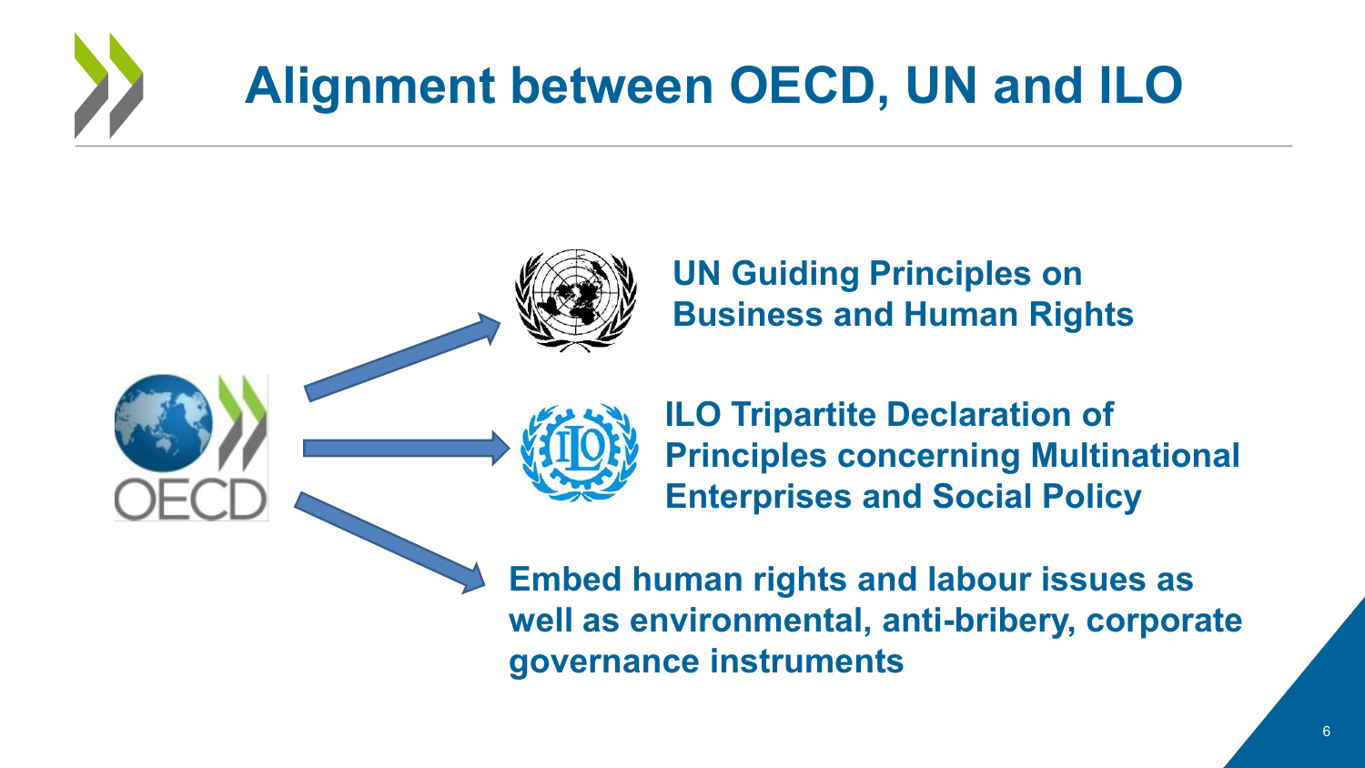# Alignment between OECD, UN and ILO

- **UN Guiding Principles on Business and Human Rights**
- **ILO Tripartite Declaration of Principles concerning Multinational Enterprises and Social Policy**
- **Embed human rights and labour issues as well as environmental, anti-bribery, corporate governance instruments**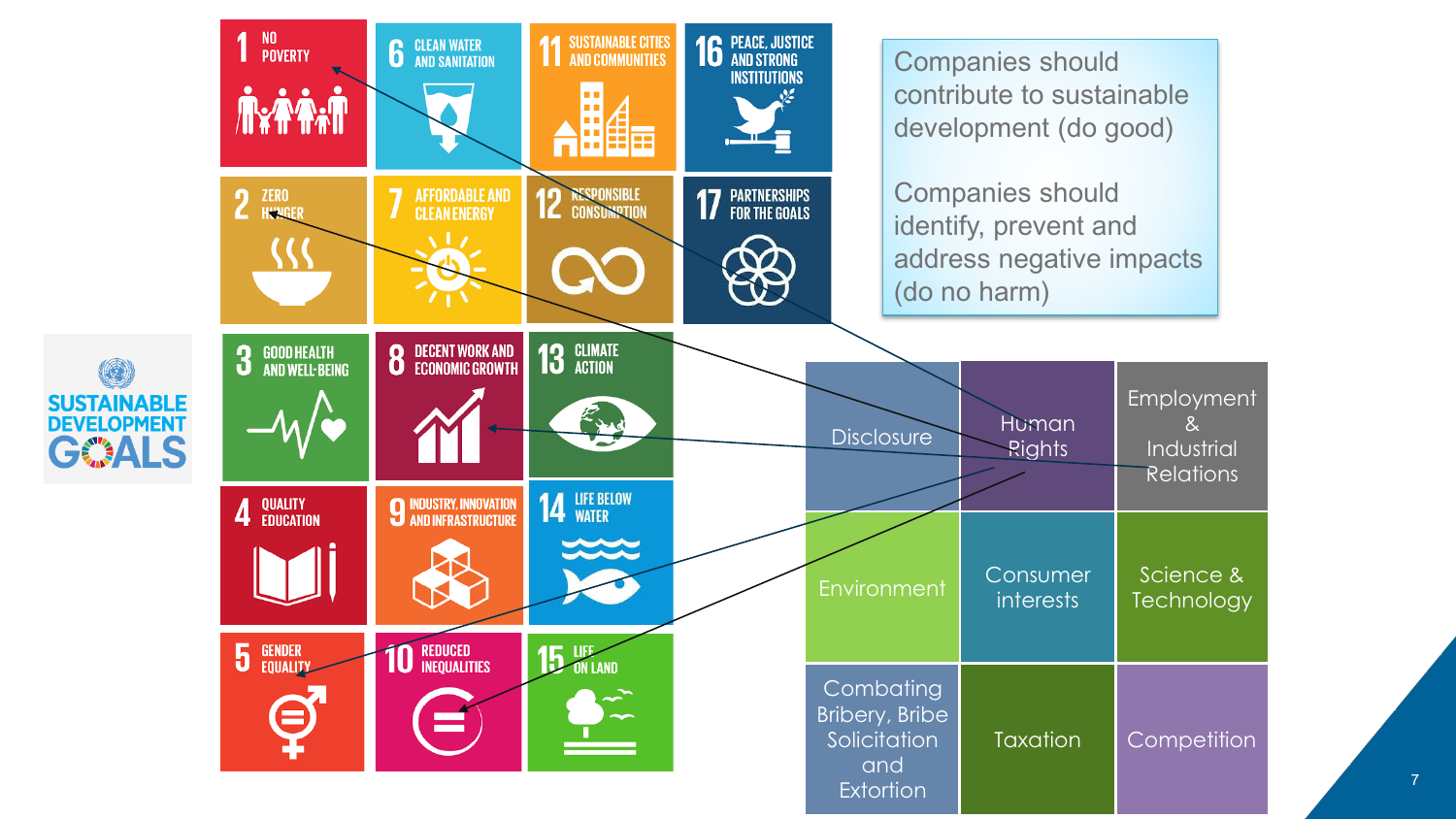| | | | |
|---|---|---|---|
| 1 NO POVERTY | 6 CLEAN WATER AND SANITATION | 11 SUSTAINABLE CITIES AND COMMUNITIES | 16 PEACE, JUSTICE AND STRONG INSTITUTIONS |
| 2 ZERO HUNGER | 7 AFFORDABLE AND CLEAN ENERGY | 12 RESPONSIBLE CONSUMPTION | 17 PARTNERSHIPS FOR THE GOALS |
| 3 GOOD HEALTH AND WELL-BEING | 8 DECENT WORK AND ECONOMIC GROWTH | 13 CLIMATE ACTION | |
| 4 QUALITY EDUCATION | 9 INDUSTRY, INNOVATION AND INFRASTRUCTURE | 14 LIFE BELOW WATER | |
| 5 GENDER EQUALITY | 10 REDUCED INEQUALITIES | 15 LIFE ON LAND | |

SUSTAINABLE DEVELOPMENT GOALS

Companies should contribute to sustainable development (do good)

Companies should identify, prevent and address negative impacts (do no harm)

| | | |
|---|---|---|
| Disclosure | Human Rights | Employment & Industrial Relations |
| Environment | Consumer interests | Science & Technology |
| Combating Bribery, Bribe Solicitation and Extortion | Taxation | Competition |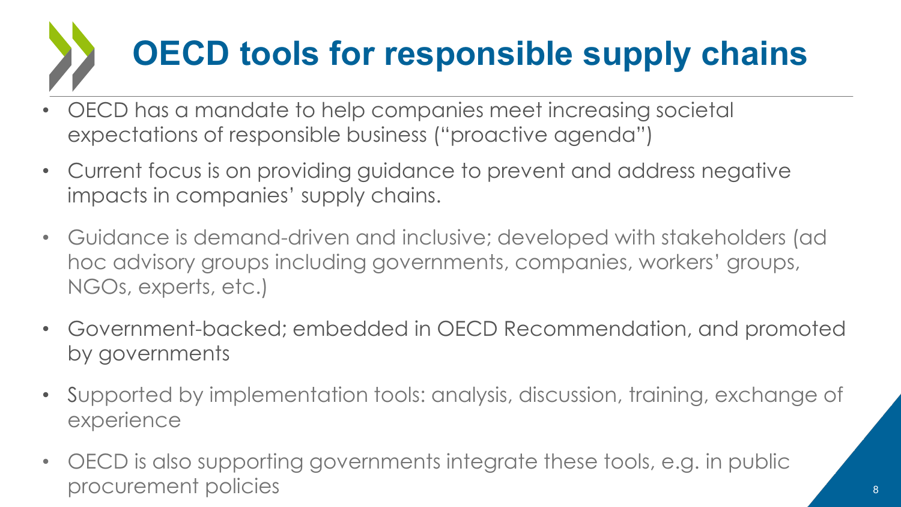# OECD tools for responsible supply chains

- OECD has a mandate to help companies meet increasing societal expectations of responsible business ("proactive agenda")
- Current focus is on providing guidance to prevent and address negative impacts in companies' supply chains.
- Guidance is demand-driven and inclusive; developed with stakeholders (ad hoc advisory groups including governments, companies, workers' groups, NGOs, experts, etc.)
- Government-backed; embedded in OECD Recommendation, and promoted by governments
- Supported by implementation tools: analysis, discussion, training, exchange of experience
- OECD is also supporting governments integrate these tools, e.g. in public procurement policies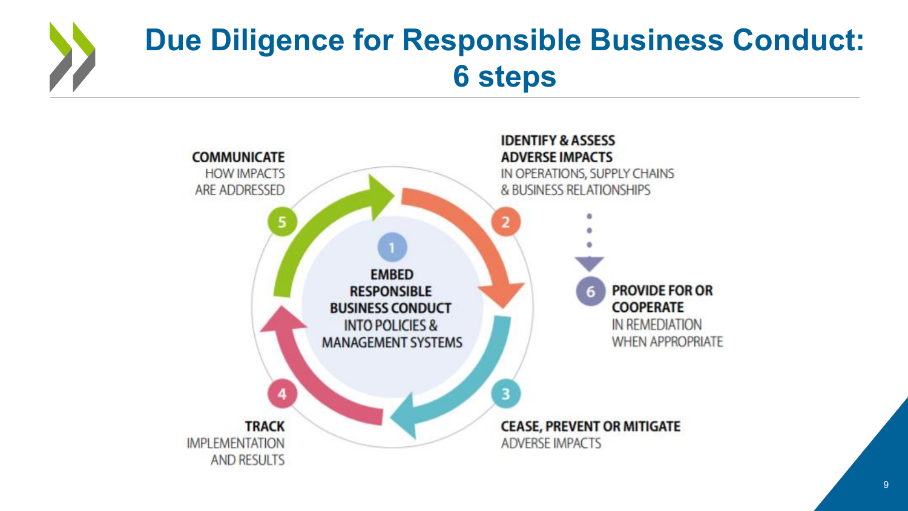# Due Diligence for Responsible Business Conduct: 6 steps

1. **EMBED RESPONSIBLE BUSINESS CONDUCT** INTO POLICIES & MANAGEMENT SYSTEMS
2. **IDENTIFY & ASSESS ADVERSE IMPACTS** IN OPERATIONS, SUPPLY CHAINS & BUSINESS RELATIONSHIPS
3. **CEASE, PREVENT OR MITIGATE** ADVERSE IMPACTS
4. **TRACK** IMPLEMENTATION AND RESULTS
5. **COMMUNICATE** HOW IMPACTS ARE ADDRESSED
6. **PROVIDE FOR OR COOPERATE** IN REMEDIATION WHEN APPROPRIATE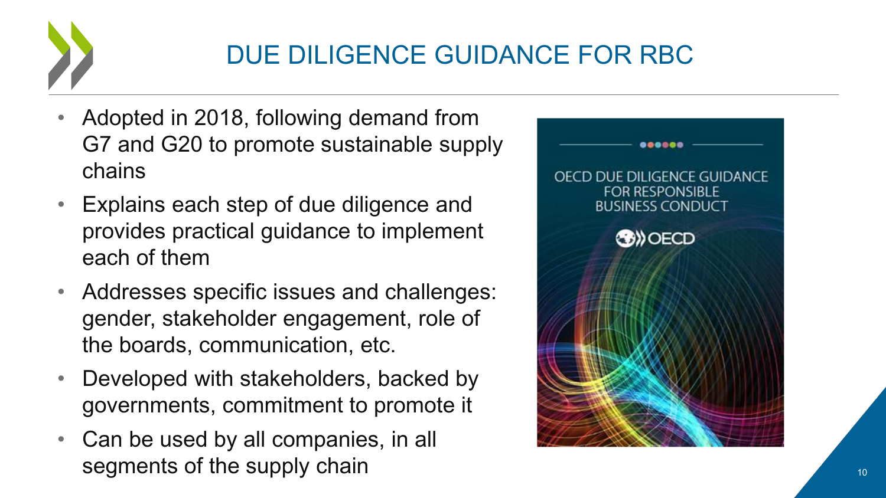# DUE DILIGENCE GUIDANCE FOR RBC

- Adopted in 2018, following demand from G7 and G20 to promote sustainable supply chains
- Explains each step of due diligence and provides practical guidance to implement each of them
- Addresses specific issues and challenges: gender, stakeholder engagement, role of the boards, communication, etc.
- Developed with stakeholders, backed by governments, commitment to promote it
- Can be used by all companies, in all segments of the supply chain

OECD DUE DILIGENCE GUIDANCE FOR RESPONSIBLE BUSINESS CONDUCT

OECD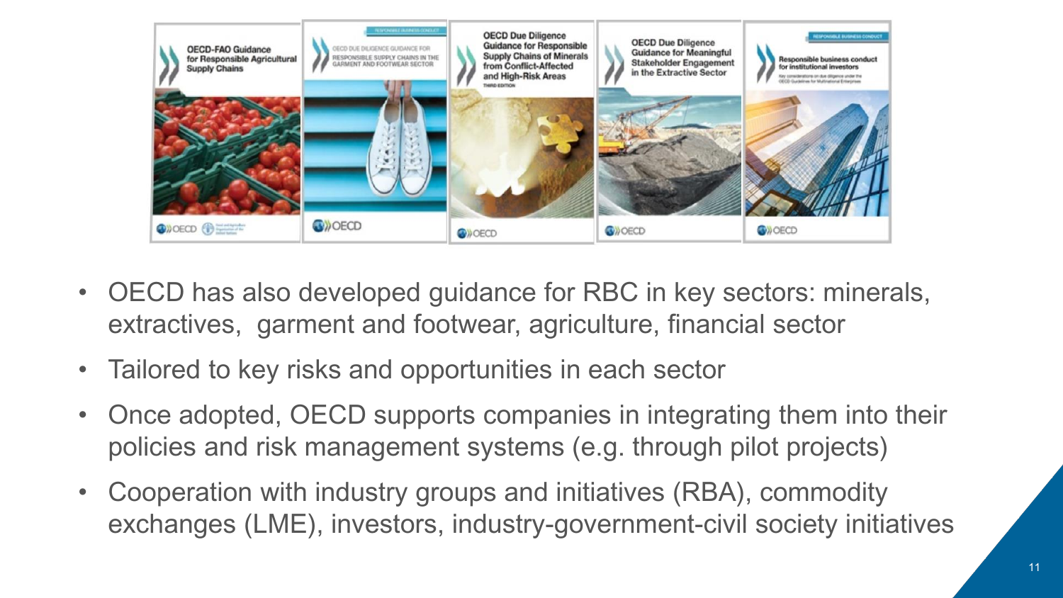OECD-FAO Guidance for Responsible Agricultural Supply Chains

OECD DUE DILIGENCE GUIDANCE FOR RESPONSIBLE SUPPLY CHAINS IN THE GARMENT AND FOOTWEAR SECTOR

OECD Due Diligence Guidance for Responsible Supply Chains of Minerals from Conflict-Affected and High-Risk Areas

OECD Due Diligence Guidance for Meaningful Stakeholder Engagement in the Extractive Sector

Responsible business conduct for institutional investors

- OECD has also developed guidance for RBC in key sectors: minerals, extractives, garment and footwear, agriculture, financial sector
- Tailored to key risks and opportunities in each sector
- Once adopted, OECD supports companies in integrating them into their policies and risk management systems (e.g. through pilot projects)
- Cooperation with industry groups and initiatives (RBA), commodity exchanges (LME), investors, industry-government-civil society initiatives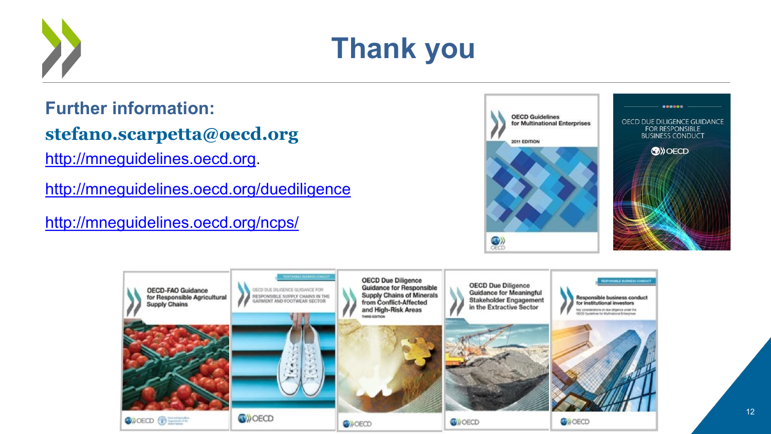# Thank you

**Further information:**

**stefano.scarpetta@oecd.org**

http://mneguidelines.oecd.org.

http://mneguidelines.oecd.org/duediligence

http://mneguidelines.oecd.org/ncps/